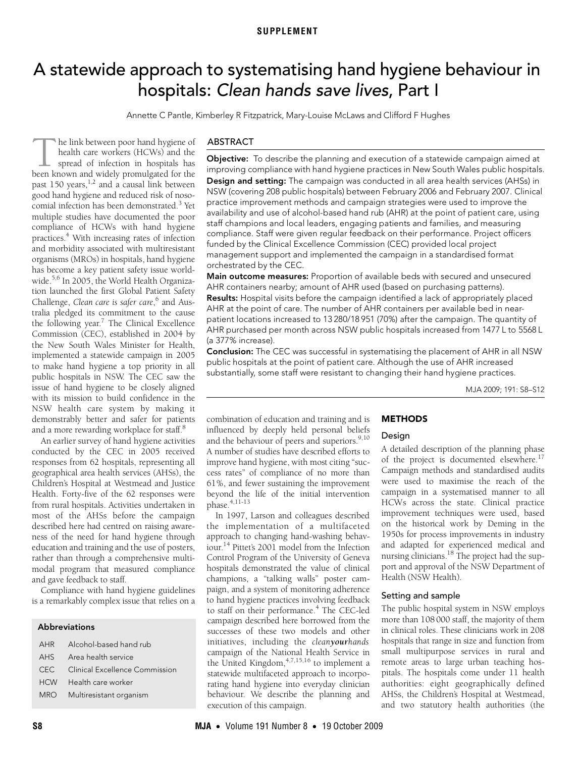SUPPLEMENT

# A statewide approach to systematising hand hygiene behaviour in hospitals: *Clean hands save lives*, Part I

Annette C Pantle, Kimberley R Fitzpatrick, Mary-Louise McLaws and Clifford F Hughes

## ABSTRACT

**Objective:** To describe the planning and execution of a statewide campaign aimed at improving compliance with hand hygiene practices in New South Wales public hospitals.

**Design and setting:** The campaign was conducted in all area health services (AHSs) in NSW (covering 208 public hospitals) between February 2006 and February 2007. Clinical practice improvement methods and campaign strategies were used to improve the availability and use of alcohol-based hand rub (AHR) at the point of patient care, using staff champions and local leaders, engaging patients and families, and measuring compliance. Staff were given regular feedback on their performance. Project officers funded by the Clinical Excellence Commission (CEC) provided local project management support and implemented the campaign in a standardised format orchestrated by the CEC.

**Main outcome measures:** Proportion of available beds with secured and unsecured AHR containers nearby; amount of AHR used (based on purchasing patterns).

**Results:** Hospital visits before the campaign identified a lack of appropriately placed AHR at the point of care. The number of AHR containers per available bed in near-patient locations increased to 13 280/18 951 (70%) after the campaign. The quantity of AHR purchased per month across NSW public hospitals increased from 1477 L to 5568 L (a 377% increase).

**Conclusion:** The CEC was successful in systematising the placement of AHR in all NSW public hospitals at the point of patient care. Although the use of AHR increased substantially, some staff were resistant to changing their hand hygiene practices.

MJA 2009; 191: S8–S12

The link between poor hand hygiene of health care workers (HCWs) and the spread of infection in hospitals has been known and widely promulgated for the past 150 years,[1,2] and a causal link between good hand hygiene and reduced risk of nosocomial infection has been demonstrated.[3] Yet multiple studies have documented the poor compliance of HCWs with hand hygiene practices.[4] With increasing rates of infection and morbidity associated with multiresistant organisms (MROs) in hospitals, hand hygiene has become a key patient safety issue worldwide.[5,6] In 2005, the World Health Organization launched the first Global Patient Safety Challenge, *Clean care is safer care*,[6] and Australia pledged its commitment to the cause the following year.[7] The Clinical Excellence Commission (CEC), established in 2004 by the New South Wales Minister for Health, implemented a statewide campaign in 2005 to make hand hygiene a top priority in all public hospitals in NSW. The CEC saw the issue of hand hygiene to be closely aligned with its mission to build confidence in the NSW health care system by making it demonstrably better and safer for patients and a more rewarding workplace for staff.[8]

An earlier survey of hand hygiene activities conducted by the CEC in 2005 received responses from 62 hospitals, representing all geographical area health services (AHSs), the Children's Hospital at Westmead and Justice Health. Forty-five of the 62 responses were from rural hospitals. Activities undertaken in most of the AHSs before the campaign described here had centred on raising awareness of the need for hand hygiene through education and training and the use of posters, rather than through a comprehensive multimodal program that measured compliance and gave feedback to staff.

Compliance with hand hygiene guidelines is a remarkably complex issue that relies on a combination of education and training and is influenced by deeply held personal beliefs and the behaviour of peers and superiors.[9,10] A number of studies have described efforts to improve hand hygiene, with most citing "success rates" of compliance of no more than 61%, and fewer sustaining the improvement beyond the life of the initial intervention phase.[4,11-13]

In 1997, Larson and colleagues described the implementation of a multifaceted approach to changing hand-washing behaviour.[14] Pittet's 2001 model from the Infection Control Program of the University of Geneva hospitals demonstrated the value of clinical champions, a "talking walls" poster campaign, and a system of monitoring adherence to hand hygiene practices involving feedback to staff on their performance.[4] The CEC-led campaign described here borrowed from the successes of these two models and other initiatives, including the *clean**your**hands* campaign of the National Health Service in the United Kingdom,[4,7,15,16] to implement a statewide multifaceted approach to incorporating hand hygiene into everyday clinician behaviour. We describe the planning and execution of this campaign.

| Abbreviations | |
|---|---|
| AHR | Alcohol-based hand rub |
| AHS | Area health service |
| CEC | Clinical Excellence Commission |
| HCW | Health care worker |
| MRO | Multiresistant organism |

## METHODS

### Design

A detailed description of the planning phase of the project is documented elsewhere.[17] Campaign methods and standardised audits were used to maximise the reach of the campaign in a systematised manner to all HCWs across the state. Clinical practice improvement techniques were used, based on the historical work by Deming in the 1950s for process improvements in industry and adapted for experienced medical and nursing clinicians.[18] The project had the support and approval of the NSW Department of Health (NSW Health).

### Setting and sample

The public hospital system in NSW employs more than 108 000 staff, the majority of them in clinical roles. These clinicians work in 208 hospitals that range in size and function from small multipurpose services in rural and remote areas to large urban teaching hospitals. The hospitals come under 11 health authorities: eight geographically defined AHSs, the Children's Hospital at Westmead, and two statutory health authorities (the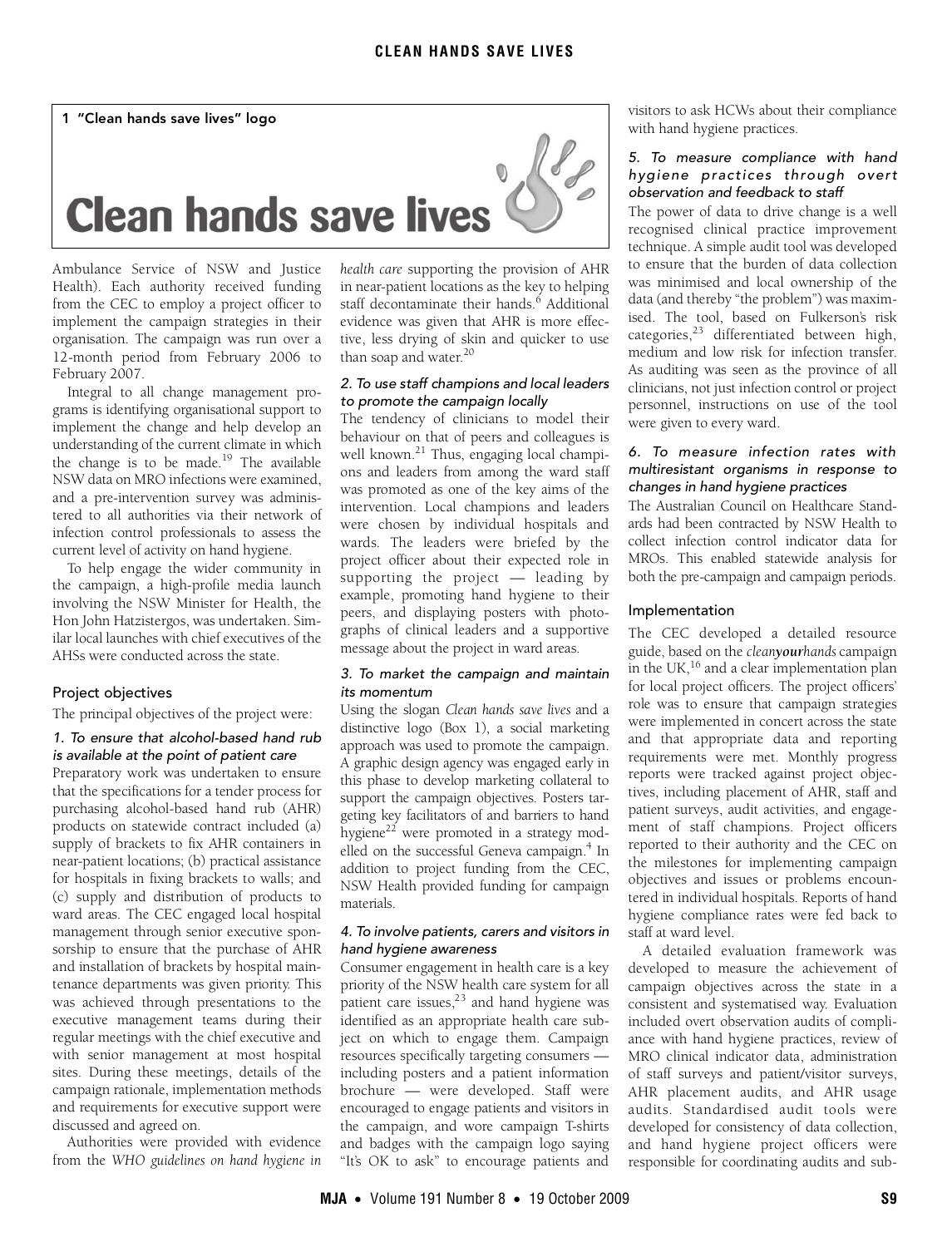1 "Clean hands save lives" logo

Clean hands save lives

Ambulance Service of NSW and Justice Health). Each authority received funding from the CEC to employ a project officer to implement the campaign strategies in their organisation. The campaign was run over a 12-month period from February 2006 to February 2007.

Integral to all change management programs is identifying organisational support to implement the change and help develop an understanding of the current climate in which the change is to be made.[19] The available NSW data on MRO infections were examined, and a pre-intervention survey was administered to all authorities via their network of infection control professionals to assess the current level of activity on hand hygiene.

To help engage the wider community in the campaign, a high-profile media launch involving the NSW Minister for Health, the Hon John Hatzistergos, was undertaken. Similar local launches with chief executives of the AHSs were conducted across the state.

## Project objectives

The principal objectives of the project were:

### 1. To ensure that alcohol-based hand rub is available at the point of patient care

Preparatory work was undertaken to ensure that the specifications for a tender process for purchasing alcohol-based hand rub (AHR) products on statewide contract included (a) supply of brackets to fix AHR containers in near-patient locations; (b) practical assistance for hospitals in fixing brackets to walls; and (c) supply and distribution of products to ward areas. The CEC engaged local hospital management through senior executive sponsorship to ensure that the purchase of AHR and installation of brackets by hospital maintenance departments was given priority. This was achieved through presentations to the executive management teams during their regular meetings with the chief executive and with senior management at most hospital sites. During these meetings, details of the campaign rationale, implementation methods and requirements for executive support were discussed and agreed on.

Authorities were provided with evidence from the *WHO guidelines on hand hygiene in health care* supporting the provision of AHR in near-patient locations as the key to helping staff decontaminate their hands.[6] Additional evidence was given that AHR is more effective, less drying of skin and quicker to use than soap and water.[20]

### 2. To use staff champions and local leaders to promote the campaign locally

The tendency of clinicians to model their behaviour on that of peers and colleagues is well known.[21] Thus, engaging local champions and leaders from among the ward staff was promoted as one of the key aims of the intervention. Local champions and leaders were chosen by individual hospitals and wards. The leaders were briefed by the project officer about their expected role in supporting the project — leading by example, promoting hand hygiene to their peers, and displaying posters with photographs of clinical leaders and a supportive message about the project in ward areas.

### 3. To market the campaign and maintain its momentum

Using the slogan *Clean hands save lives* and a distinctive logo (Box 1), a social marketing approach was used to promote the campaign. A graphic design agency was engaged early in this phase to develop marketing collateral to support the campaign objectives. Posters targeting key facilitators of and barriers to hand hygiene[22] were promoted in a strategy modelled on the successful Geneva campaign.[4] In addition to project funding from the CEC, NSW Health provided funding for campaign materials.

### 4. To involve patients, carers and visitors in hand hygiene awareness

Consumer engagement in health care is a key priority of the NSW health care system for all patient care issues,[23] and hand hygiene was identified as an appropriate health care subject on which to engage them. Campaign resources specifically targeting consumers — including posters and a patient information brochure — were developed. Staff were encouraged to engage patients and visitors in the campaign, and wore campaign T-shirts and badges with the campaign logo saying "It's OK to ask" to encourage patients and visitors to ask HCWs about their compliance with hand hygiene practices.

### 5. To measure compliance with hand hygiene practices through overt observation and feedback to staff

The power of data to drive change is a well recognised clinical practice improvement technique. A simple audit tool was developed to ensure that the burden of data collection was minimised and local ownership of the data (and thereby "the problem") was maximised. The tool, based on Fulkerson's risk categories,[23] differentiated between high, medium and low risk for infection transfer. As auditing was seen as the province of all clinicians, not just infection control or project personnel, instructions on use of the tool were given to every ward.

### 6. To measure infection rates with multiresistant organisms in response to changes in hand hygiene practices

The Australian Council on Healthcare Standards had been contracted by NSW Health to collect infection control indicator data for MROs. This enabled statewide analysis for both the pre-campaign and campaign periods.

## Implementation

The CEC developed a detailed resource guide, based on the *clean**your**hands* campaign in the UK,[16] and a clear implementation plan for local project officers. The project officers' role was to ensure that campaign strategies were implemented in concert across the state and that appropriate data and reporting requirements were met. Monthly progress reports were tracked against project objectives, including placement of AHR, staff and patient surveys, audit activities, and engagement of staff champions. Project officers reported to their authority and the CEC on the milestones for implementing campaign objectives and issues or problems encountered in individual hospitals. Reports of hand hygiene compliance rates were fed back to staff at ward level.

A detailed evaluation framework was developed to measure the achievement of campaign objectives across the state in a consistent and systematised way. Evaluation included overt observation audits of compliance with hand hygiene practices, review of MRO clinical indicator data, administration of staff surveys and patient/visitor surveys, AHR placement audits, and AHR usage audits. Standardised audit tools were developed for consistency of data collection, and hand hygiene project officers were responsible for coordinating audits and sub-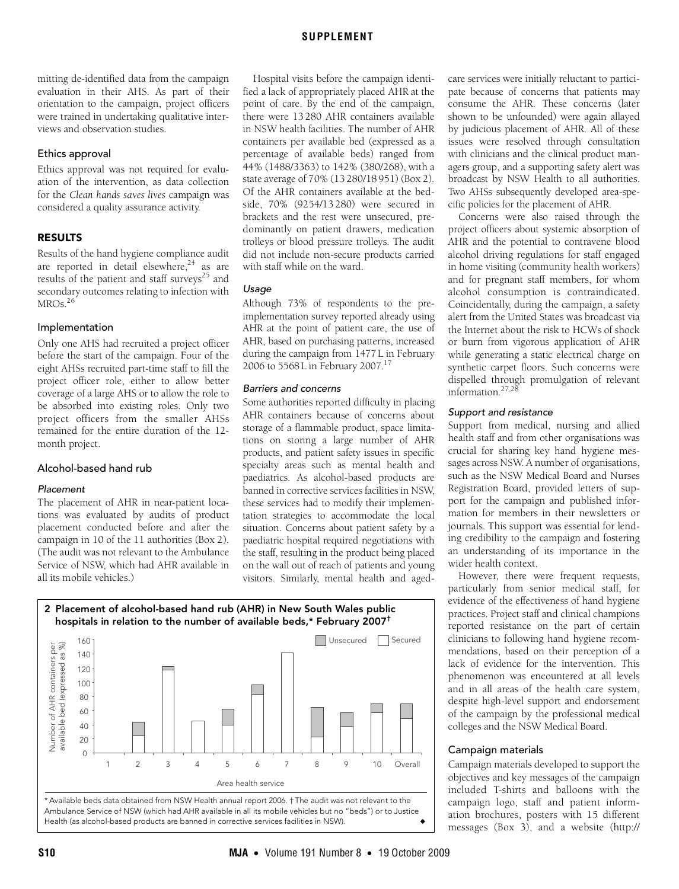mitting de-identified data from the campaign evaluation in their AHS. As part of their orientation to the campaign, project officers were trained in undertaking qualitative interviews and observation studies.

### Ethics approval

Ethics approval was not required for evaluation of the intervention, as data collection for the *Clean hands saves lives* campaign was considered a quality assurance activity.

## RESULTS

Results of the hand hygiene compliance audit are reported in detail elsewhere,[24] as are results of the patient and staff surveys[25] and secondary outcomes relating to infection with MROs.[26]

### Implementation

Only one AHS had recruited a project officer before the start of the campaign. Four of the eight AHSs recruited part-time staff to fill the project officer role, either to allow better coverage of a large AHS or to allow the role to be absorbed into existing roles. Only two project officers from the smaller AHSs remained for the entire duration of the 12-month project.

### Alcohol-based hand rub

#### *Placement*

The placement of AHR in near-patient locations was evaluated by audits of product placement conducted before and after the campaign in 10 of the 11 authorities (Box 2). (The audit was not relevant to the Ambulance Service of NSW, which had AHR available in all its mobile vehicles.)

Hospital visits before the campaign identified a lack of appropriately placed AHR at the point of care. By the end of the campaign, there were 13 280 AHR containers available in NSW health facilities. The number of AHR containers per available bed (expressed as a percentage of available beds) ranged from 44% (1488/3363) to 142% (380/268), with a state average of 70% (13 280/18 951) (Box 2). Of the AHR containers available at the bedside, 70% (9254/13 280) were secured in brackets and the rest were unsecured, predominantly on patient drawers, medication trolleys or blood pressure trolleys. The audit did not include non-secure products carried with staff while on the ward.

#### *Usage*

Although 73% of respondents to the pre-implementation survey reported already using AHR at the point of patient care, the use of AHR, based on purchasing patterns, increased during the campaign from 1477 L in February 2006 to 5568 L in February 2007.[17]

#### *Barriers and concerns*

Some authorities reported difficulty in placing AHR containers because of concerns about storage of a flammable product, space limitations on storing a large number of AHR products, and patient safety issues in specific specialty areas such as mental health and paediatrics. As alcohol-based products are banned in corrective services facilities in NSW, these services had to modify their implementation strategies to accommodate the local situation. Concerns about patient safety by a paediatric hospital required negotiations with the staff, resulting in the product being placed on the wall out of reach of patients and young visitors. Similarly, mental health and aged-care services were initially reluctant to participate because of concerns that patients may consume the AHR. These concerns (later shown to be unfounded) were again allayed by judicious placement of AHR. All of these issues were resolved through consultation with clinicians and the clinical product managers group, and a supporting safety alert was broadcast by NSW Health to all authorities. Two AHSs subsequently developed area-specific policies for the placement of AHR.

Concerns were also raised through the project officers about systemic absorption of AHR and the potential to contravene blood alcohol driving regulations for staff engaged in home visiting (community health workers) and for pregnant staff members, for whom alcohol consumption is contraindicated. Coincidentally, during the campaign, a safety alert from the United States was broadcast via the Internet about the risk to HCWs of shock or burn from vigorous application of AHR while generating a static electrical charge on synthetic carpet floors. Such concerns were dispelled through promulgation of relevant information.[27,28]

#### *Support and resistance*

Support from medical, nursing and allied health staff and from other organisations was crucial for sharing key hand hygiene messages across NSW. A number of organisations, such as the NSW Medical Board and Nurses Registration Board, provided letters of support for the campaign and published information for members in their newsletters or journals. This support was essential for lending credibility to the campaign and fostering an understanding of its importance in the wider health context.

However, there were frequent requests, particularly from senior medical staff, for evidence of the effectiveness of hand hygiene practices. Project staff and clinical champions reported resistance on the part of certain clinicians to following hand hygiene recommendations, based on their perception of a lack of evidence for the intervention. This phenomenon was encountered at all levels and in all areas of the health care system, despite high-level support and endorsement of the campaign by the professional medical colleges and the NSW Medical Board.

### Campaign materials

Campaign materials developed to support the objectives and key messages of the campaign included T-shirts and balloons with the campaign logo, staff and patient information brochures, posters with 15 different messages (Box 3), and a website (http://

**2 Placement of alcohol-based hand rub (AHR) in New South Wales public hospitals in relation to the number of available beds,\* February 2007†**

Unsecured
Secured

Number of AHR containers per available bed (expressed as %)

0
20
40
60
80
100
120
140
160

1
2
3
4
5
6
7
8
9
10
Overall

Area health service

\* Available beds data obtained from NSW Health annual report 2006. † The audit was not relevant to the Ambulance Service of NSW (which had AHR available in all its mobile vehicles but no "beds") or to Justice Health (as alcohol-based products are banned in corrective services facilities in NSW).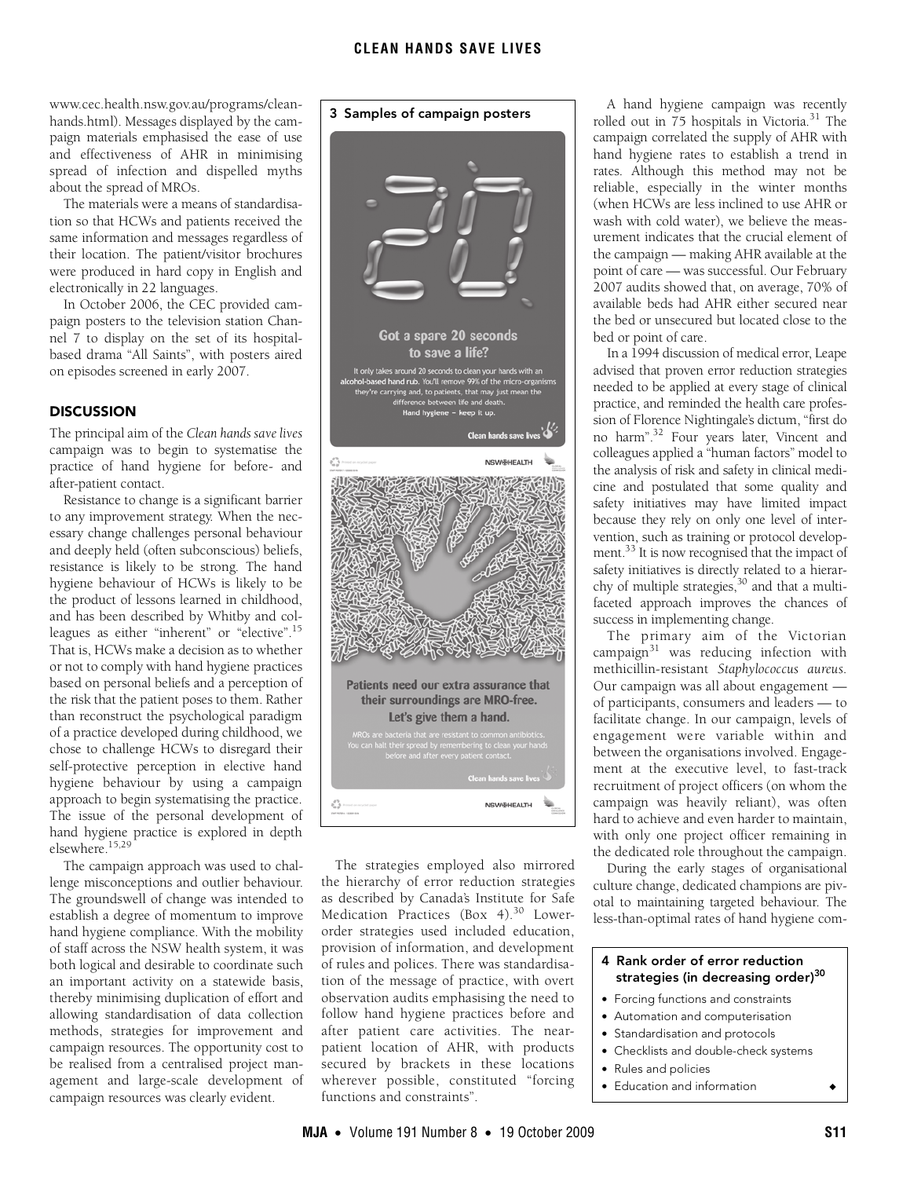www.cec.health.nsw.gov.au/programs/cleanhands.html). Messages displayed by the campaign materials emphasised the ease of use and effectiveness of AHR in minimising spread of infection and dispelled myths about the spread of MROs.

The materials were a means of standardisation so that HCWs and patients received the same information and messages regardless of their location. The patient/visitor brochures were produced in hard copy in English and electronically in 22 languages.

In October 2006, the CEC provided campaign posters to the television station Channel 7 to display on the set of its hospital-based drama "All Saints", with posters aired on episodes screened in early 2007.

## DISCUSSION

The principal aim of the *Clean hands save lives* campaign was to begin to systematise the practice of hand hygiene for before- and after-patient contact.

Resistance to change is a significant barrier to any improvement strategy. When the necessary change challenges personal behaviour and deeply held (often subconscious) beliefs, resistance is likely to be strong. The hand hygiene behaviour of HCWs is likely to be the product of lessons learned in childhood, and has been described by Whitby and colleagues as either "inherent" or "elective".[15] That is, HCWs make a decision as to whether or not to comply with hand hygiene practices based on personal beliefs and a perception of the risk that the patient poses to them. Rather than reconstruct the psychological paradigm of a practice developed during childhood, we chose to challenge HCWs to disregard their self-protective perception in elective hand hygiene behaviour by using a campaign approach to begin systematising the practice. The issue of the personal development of hand hygiene practice is explored in depth elsewhere.[15,29]

The campaign approach was used to challenge misconceptions and outlier behaviour. The groundswell of change was intended to establish a degree of momentum to improve hand hygiene compliance. With the mobility of staff across the NSW health system, it was both logical and desirable to coordinate such an important activity on a statewide basis, thereby minimising duplication of effort and allowing standardisation of data collection methods, strategies for improvement and campaign resources. The opportunity cost to be realised from a centralised project management and large-scale development of campaign resources was clearly evident.

**3 Samples of campaign posters**

20!

Got a spare 20 seconds to save a life?

It only takes around 20 seconds to clean your hands with an alcohol-based hand rub. You'll remove 99% of the micro-organisms they're carrying and, to patients, that may just mean the difference between life and death.
Hand hygiene – keep it up.

Clean hands save lives

NSW HEALTH

Patients need our extra assurance that their surroundings are MRO-free. Let's give them a hand.

MROs are bacteria that are resistant to common antibiotics. You can halt their spread by remembering to clean your hands before and after every patient contact.

Clean hands save lives

NSW HEALTH

The strategies employed also mirrored the hierarchy of error reduction strategies as described by Canada's Institute for Safe Medication Practices (Box 4).[30] Lower-order strategies used included education, provision of information, and development of rules and polices. There was standardisation of the message of practice, with overt observation audits emphasising the need to follow hand hygiene practices before and after patient care activities. The near-patient location of AHR, with products secured by brackets in these locations wherever possible, constituted "forcing functions and constraints".

A hand hygiene campaign was recently rolled out in 75 hospitals in Victoria.[31] The campaign correlated the supply of AHR with hand hygiene rates to establish a trend in rates. Although this method may not be reliable, especially in the winter months (when HCWs are less inclined to use AHR or wash with cold water), we believe the measurement indicates that the crucial element of the campaign — making AHR available at the point of care — was successful. Our February 2007 audits showed that, on average, 70% of available beds had AHR either secured near the bed or unsecured but located close to the bed or point of care.

In a 1994 discussion of medical error, Leape advised that proven error reduction strategies needed to be applied at every stage of clinical practice, and reminded the health care profession of Florence Nightingale's dictum, "first do no harm".[32] Four years later, Vincent and colleagues applied a "human factors" model to the analysis of risk and safety in clinical medicine and postulated that some quality and safety initiatives may have limited impact because they rely on only one level of intervention, such as training or protocol development.[33] It is now recognised that the impact of safety initiatives is directly related to a hierarchy of multiple strategies,[30] and that a multifaceted approach improves the chances of success in implementing change.

The primary aim of the Victorian campaign[31] was reducing infection with methicillin-resistant *Staphylococcus aureus*. Our campaign was all about engagement — of participants, consumers and leaders — to facilitate change. In our campaign, levels of engagement were variable within and between the organisations involved. Engagement at the executive level, to fast-track recruitment of project officers (on whom the campaign was heavily reliant), was often hard to achieve and even harder to maintain, with only one project officer remaining in the dedicated role throughout the campaign.

During the early stages of organisational culture change, dedicated champions are pivotal to maintaining targeted behaviour. The less-than-optimal rates of hand hygiene com-

**4 Rank order of error reduction strategies (in decreasing order)[30]**

- Forcing functions and constraints
- Automation and computerisation
- Standardisation and protocols
- Checklists and double-check systems
- Rules and policies
- Education and information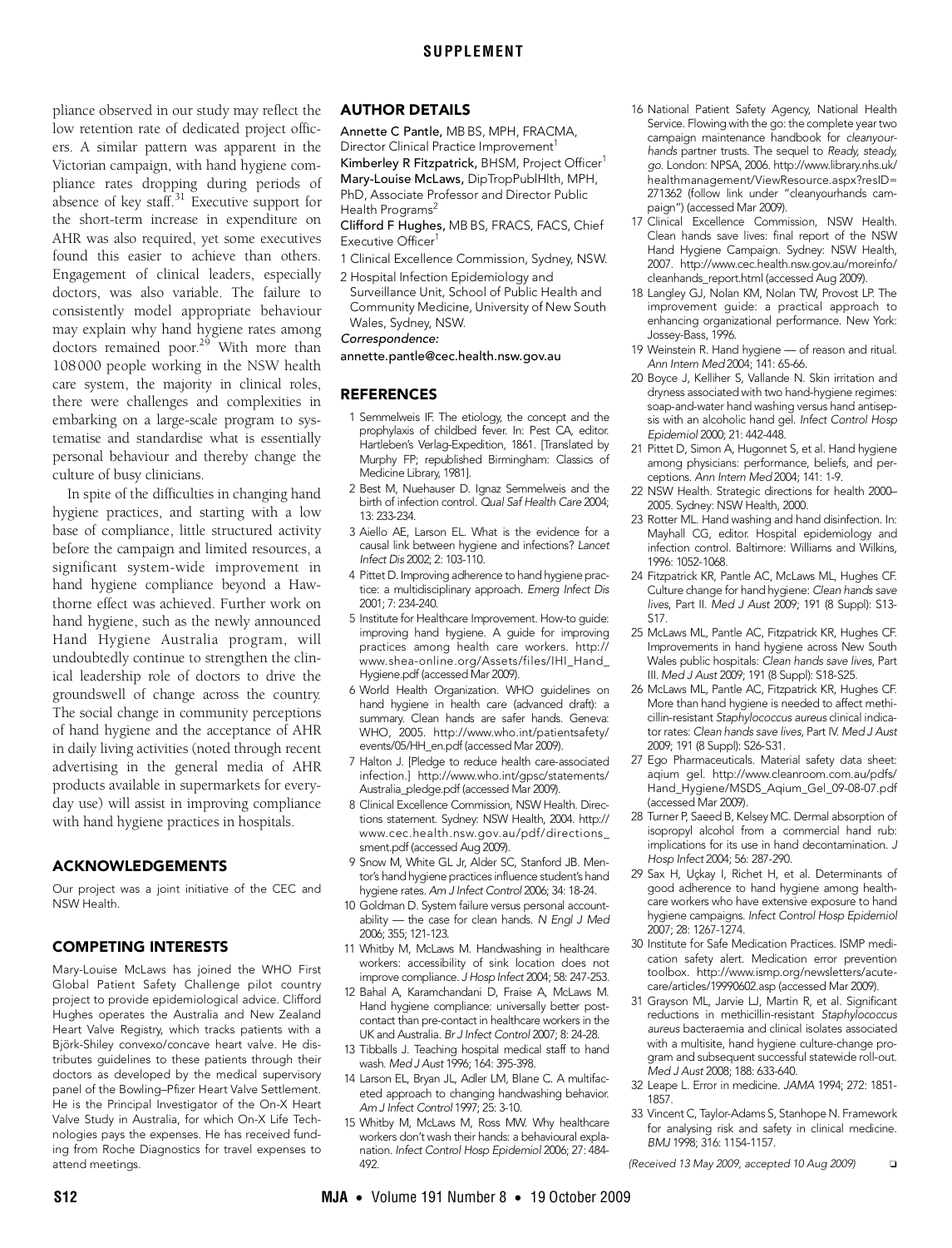pliance observed in our study may reflect the low retention rate of dedicated project officers. A similar pattern was apparent in the Victorian campaign, with hand hygiene compliance rates dropping during periods of absence of key staff.[31] Executive support for the short-term increase in expenditure on AHR was also required, yet some executives found this easier to achieve than others. Engagement of clinical leaders, especially doctors, was also variable. The failure to consistently model appropriate behaviour may explain why hand hygiene rates among doctors remained poor.[29] With more than 108 000 people working in the NSW health care system, the majority in clinical roles, there were challenges and complexities in embarking on a large-scale program to systematise and standardise what is essentially personal behaviour and thereby change the culture of busy clinicians.

In spite of the difficulties in changing hand hygiene practices, and starting with a low base of compliance, little structured activity before the campaign and limited resources, a significant system-wide improvement in hand hygiene compliance beyond a Hawthorne effect was achieved. Further work on hand hygiene, such as the newly announced Hand Hygiene Australia program, will undoubtedly continue to strengthen the clinical leadership role of doctors to drive the groundswell of change across the country. The social change in community perceptions of hand hygiene and the acceptance of AHR in daily living activities (noted through recent advertising in the general media of AHR products available in supermarkets for everyday use) will assist in improving compliance with hand hygiene practices in hospitals.

## ACKNOWLEDGEMENTS

Our project was a joint initiative of the CEC and NSW Health.

## COMPETING INTERESTS

Mary-Louise McLaws has joined the WHO First Global Patient Safety Challenge pilot country project to provide epidemiological advice. Clifford Hughes operates the Australia and New Zealand Heart Valve Registry, which tracks patients with a Björk-Shiley convexo/concave heart valve. He distributes guidelines to these patients through their doctors as developed by the medical supervisory panel of the Bowling–Pfizer Heart Valve Settlement. He is the Principal Investigator of the On-X Heart Valve Study in Australia, for which On-X Life Technologies pays the expenses. He has received funding from Roche Diagnostics for travel expenses to attend meetings.

## AUTHOR DETAILS

**Annette C Pantle,** MB BS, MPH, FRACMA, Director Clinical Practice Improvement[1]
**Kimberley R Fitzpatrick,** BHSM, Project Officer[1]
**Mary-Louise McLaws,** DipTropPublHlth, MPH, PhD, Associate Professor and Director Public Health Programs[2]
**Clifford F Hughes,** MB BS, FRACS, FACS, Chief Executive Officer[1]

1 Clinical Excellence Commission, Sydney, NSW.
2 Hospital Infection Epidemiology and Surveillance Unit, School of Public Health and Community Medicine, University of New South Wales, Sydney, NSW.

*Correspondence:*
annette.pantle@cec.health.nsw.gov.au

## REFERENCES

1. Semmelweis IF. The etiology, the concept and the prophylaxis of childbed fever. In: Pest CA, editor. Hartleben's Verlag-Expedition, 1861. [Translated by Murphy FP; republished Birmingham: Classics of Medicine Library, 1981].
2. Best M, Nuehauser D. Ignaz Semmelweis and the birth of infection control. *Qual Saf Health Care* 2004; 13: 233-234.
3. Aiello AE, Larson EL. What is the evidence for a causal link between hygiene and infections? *Lancet Infect Dis* 2002; 2: 103-110.
4. Pittet D. Improving adherence to hand hygiene practice: a multidisciplinary approach. *Emerg Infect Dis* 2001; 7: 234-240.
5. Institute for Healthcare Improvement. How-to guide: improving hand hygiene. A guide for improving practices among health care workers. http://www.shea-online.org/Assets/files/IHI_Hand_Hygiene.pdf (accessed Mar 2009).
6. World Health Organization. WHO guidelines on hand hygiene in health care (advanced draft): a summary. Clean hands are safer hands. Geneva: WHO, 2005. http://www.who.int/patientsafety/events/05/HH_en.pdf (accessed Mar 2009).
7. Halton J. [Pledge to reduce health care-associated infection.] http://www.who.int/gpsc/statements/Australia_pledge.pdf (accessed Mar 2009).
8. Clinical Excellence Commission, NSW Health. Directions statement. Sydney: NSW Health, 2004. http://www.cec.health.nsw.gov.au/pdf/directions_sment.pdf (accessed Aug 2009).
9. Snow M, White GL Jr, Alder SC, Stanford JB. Mentor's hand hygiene practices influence student's hand hygiene rates. *Am J Infect Control* 2006; 34: 18-24.
10. Goldman D. System failure versus personal accountability — the case for clean hands. *N Engl J Med* 2006; 355; 121-123.
11. Whitby M, McLaws M. Handwashing in healthcare workers: accessibility of sink location does not improve compliance. *J Hosp Infect* 2004; 58: 247-253.
12. Bahal A, Karamchandani D, Fraise A, McLaws M. Hand hygiene compliance: universally better post-contact than pre-contact in healthcare workers in the UK and Australia. *Br J Infect Control* 2007; 8: 24-28.
13. Tibballs J. Teaching hospital medical staff to hand wash. *Med J Aust* 1996; 164: 395-398.
14. Larson EL, Bryan JL, Adler LM, Blane C. A multifaceted approach to changing handwashing behavior. *Am J Infect Control* 1997; 25: 3-10.
15. Whitby M, McLaws M, Ross MW. Why healthcare workers don't wash their hands: a behavioural explanation. *Infect Control Hosp Epidemiol* 2006; 27: 484-492.
16. National Patient Safety Agency, National Health Service. Flowing with the go: the complete year two campaign maintenance handbook for *cleanyourhands* partner trusts. The sequel to *Ready, steady, go*. London: NPSA, 2006. http://www.library.nhs.uk/healthmanagement/ViewResource.aspx?resID=271362 (follow link under "cleanyourhands campaign") (accessed Mar 2009).
17. Clinical Excellence Commission, NSW Health. Clean hands save lives: final report of the NSW Hand Hygiene Campaign. Sydney: NSW Health, 2007. http://www.cec.health.nsw.gov.au/moreinfo/cleanhands_report.html (accessed Aug 2009).
18. Langley GJ, Nolan KM, Nolan TW, Provost LP. The improvement guide: a practical approach to enhancing organizational performance. New York: Jossey-Bass, 1996.
19. Weinstein R. Hand hygiene — of reason and ritual. *Ann Intern Med* 2004; 141: 65-66.
20. Boyce J, Kelliher S, Vallande N. Skin irritation and dryness associated with two hand-hygiene regimes: soap-and-water hand washing versus hand antisepsis with an alcoholic hand gel. *Infect Control Hosp Epidemiol* 2000; 21: 442-448.
21. Pittet D, Simon A, Hugonnet S, et al. Hand hygiene among physicians: performance, beliefs, and perceptions. *Ann Intern Med* 2004; 141: 1-9.
22. NSW Health. Strategic directions for health 2000–2005. Sydney: NSW Health, 2000.
23. Rotter ML. Hand washing and hand disinfection. In: Mayhall CG, editor. Hospital epidemiology and infection control. Baltimore: Williams and Wilkins, 1996: 1052-1068.
24. Fitzpatrick KR, Pantle AC, McLaws ML, Hughes CF. Culture change for hand hygiene: *Clean hands save lives*, Part II. *Med J Aust* 2009; 191 (8 Suppl): S13-S17.
25. McLaws ML, Pantle AC, Fitzpatrick KR, Hughes CF. Improvements in hand hygiene across New South Wales public hospitals: *Clean hands save lives*, Part III. *Med J Aust* 2009; 191 (8 Suppl): S18-S25.
26. McLaws ML, Pantle AC, Fitzpatrick KR, Hughes CF. More than hand hygiene is needed to affect methicillin-resistant *Staphylococcus aureus* clinical indicator rates: *Clean hands save lives*, Part IV. *Med J Aust* 2009; 191 (8 Suppl): S26-S31.
27. Ego Pharmaceuticals. Material safety data sheet: aqium gel. http://www.cleanroom.com.au/pdfs/Hand_Hygiene/MSDS_Aqium_Gel_09-08-07.pdf (accessed Mar 2009).
28. Turner P, Saeed B, Kelsey MC. Dermal absorption of isopropyl alcohol from a commercial hand rub: implications for its use in hand decontamination. *J Hosp Infect* 2004; 56: 287-290.
29. Sax H, Uçkay I, Richet H, et al. Determinants of good adherence to hand hygiene among healthcare workers who have extensive exposure to hand hygiene campaigns. *Infect Control Hosp Epidemiol* 2007; 28: 1267-1274.
30. Institute for Safe Medication Practices. ISMP medication safety alert. Medication error prevention toolbox. http://www.ismp.org/newsletters/acutecare/articles/19990602.asp (accessed Mar 2009).
31. Grayson ML, Jarvie LJ, Martin R, et al. Significant reductions in methicillin-resistant *Staphylococcus aureus* bacteraemia and clinical isolates associated with a multisite, hand hygiene culture-change program and subsequent successful statewide roll-out. *Med J Aust* 2008; 188: 633-640.
32. Leape L. Error in medicine. *JAMA* 1994; 272: 1851-1857.
33. Vincent C, Taylor-Adams S, Stanhope N. Framework for analysing risk and safety in clinical medicine. *BMJ* 1998; 316: 1154-1157.

*(Received 13 May 2009, accepted 10 Aug 2009)*